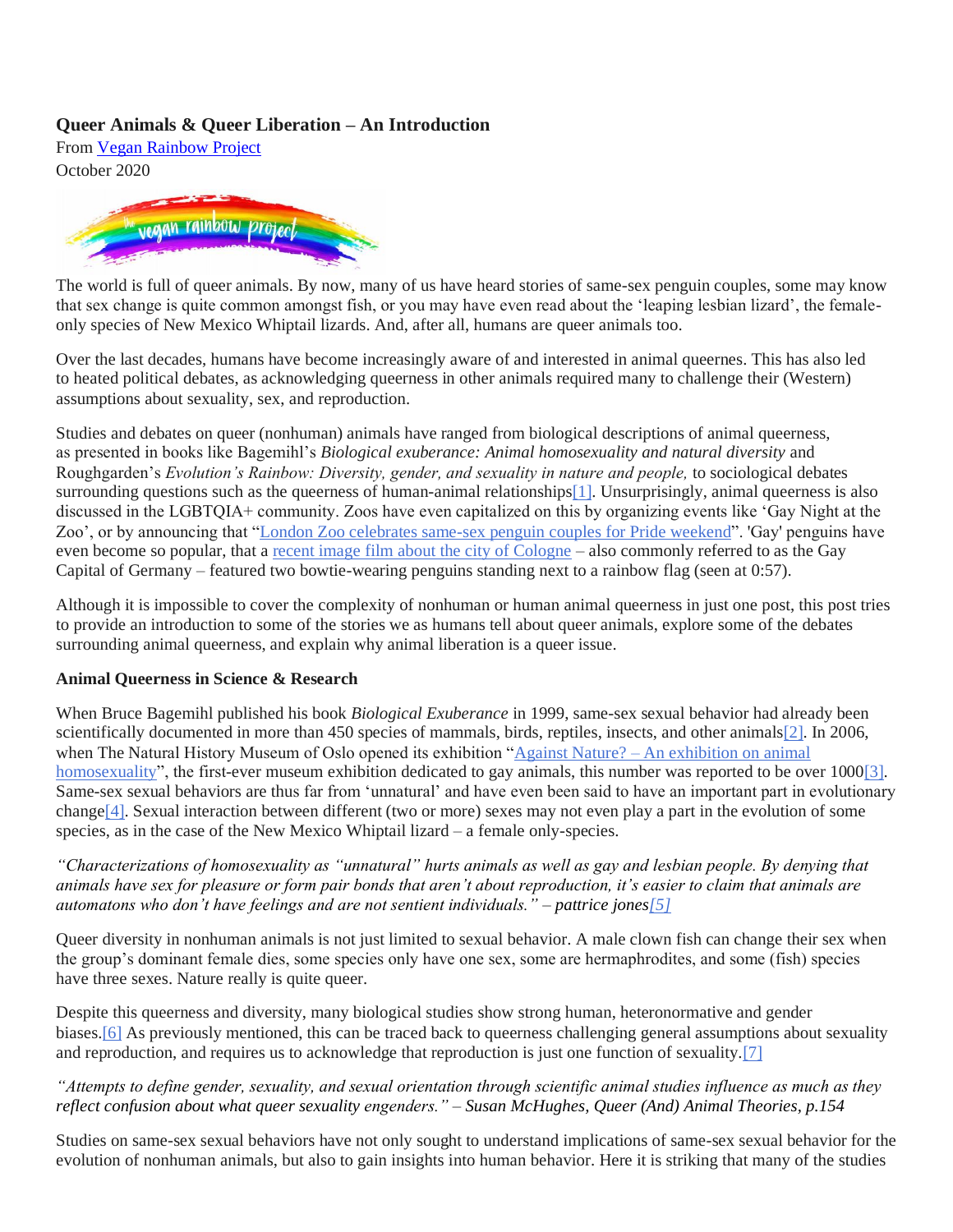**Queer Animals & Queer Liberation – An Introduction**

From Vegan Rainbow Project

October 2020

The world is full of queer animals. By now, many of us have heard stories of same-sex penguin couples, some may know that sex change is quite common amongst fish, or you may have even read about the 'leaping lesbian lizard', the female-only species of New Mexico Whiptail lizards. And, after all, humans are queer animals too.

Over the last decades, humans have become increasingly aware of and interested in animal queernes. This has also led to heated political debates, as acknowledging queerness in other animals required many to challenge their (Western) assumptions about sexuality, sex, and reproduction.

Studies and debates on queer (nonhuman) animals have ranged from biological descriptions of animal queerness, as presented in books like Bagemihl's *Biological exuberance: Animal homosexuality and natural diversity* and Roughgarden's *Evolution's Rainbow: Diversity, gender, and sexuality in nature and people,* to sociological debates surrounding questions such as the queerness of human-animal relationships[1]. Unsurprisingly, animal queerness is also discussed in the LGBTQIA+ community. Zoos have even capitalized on this by organizing events like 'Gay Night at the Zoo', or by announcing that "London Zoo celebrates same-sex penguin couples for Pride weekend". 'Gay' penguins have even become so popular, that a recent image film about the city of Cologne – also commonly referred to as the Gay Capital of Germany – featured two bowtie-wearing penguins standing next to a rainbow flag (seen at 0:57).

Although it is impossible to cover the complexity of nonhuman or human animal queerness in just one post, this post tries to provide an introduction to some of the stories we as humans tell about queer animals, explore some of the debates surrounding animal queerness, and explain why animal liberation is a queer issue.

**Animal Queerness in Science & Research**

When Bruce Bagemihl published his book *Biological Exuberance* in 1999, same-sex sexual behavior had already been scientifically documented in more than 450 species of mammals, birds, reptiles, insects, and other animals[2]. In 2006, when The Natural History Museum of Oslo opened its exhibition "Against Nature? – An exhibition on animal homosexuality", the first-ever museum exhibition dedicated to gay animals, this number was reported to be over 1000[3]. Same-sex sexual behaviors are thus far from 'unnatural' and have even been said to have an important part in evolutionary change[4]. Sexual interaction between different (two or more) sexes may not even play a part in the evolution of some species, as in the case of the New Mexico Whiptail lizard – a female only-species.

*"Characterizations of homosexuality as "unnatural" hurts animals as well as gay and lesbian people. By denying that animals have sex for pleasure or form pair bonds that aren't about reproduction, it's easier to claim that animals are automatons who don't have feelings and are not sentient individuals."* – *pattrice jones*[5]

Queer diversity in nonhuman animals is not just limited to sexual behavior. A male clown fish can change their sex when the group's dominant female dies, some species only have one sex, some are hermaphrodites, and some (fish) species have three sexes. Nature really is quite queer.

Despite this queerness and diversity, many biological studies show strong human, heteronormative and gender biases.[6] As previously mentioned, this can be traced back to queerness challenging general assumptions about sexuality and reproduction, and requires us to acknowledge that reproduction is just one function of sexuality.[7]

*"Attempts to define gender, sexuality, and sexual orientation through scientific animal studies influence as much as they reflect confusion about what queer sexuality engenders." – Susan McHughes, Queer (And) Animal Theories, p.154*

Studies on same-sex sexual behaviors have not only sought to understand implications of same-sex sexual behavior for the evolution of nonhuman animals, but also to gain insights into human behavior. Here it is striking that many of the studies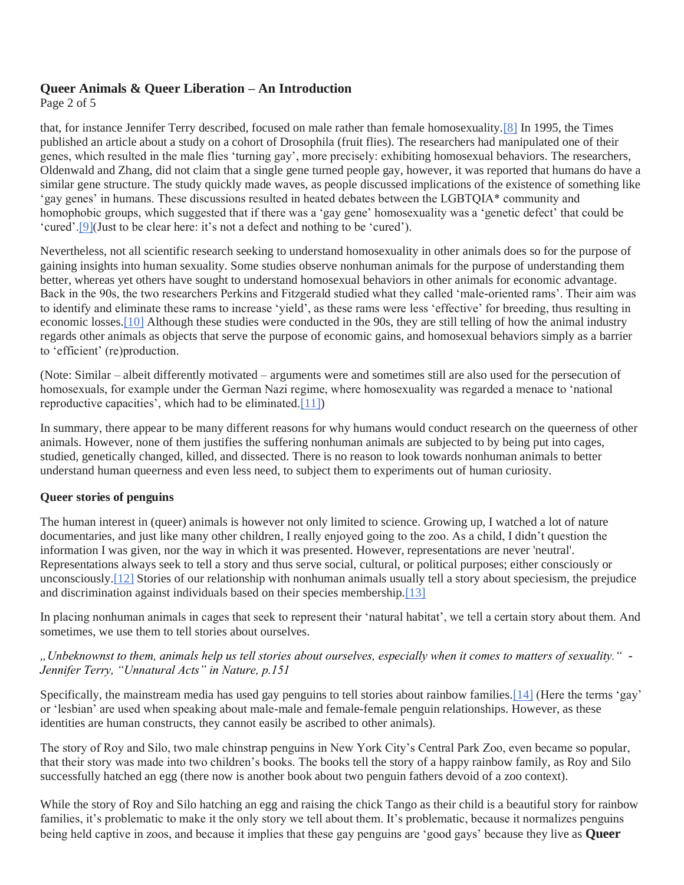that, for instance Jennifer Terry described, focused on male rather than female homosexuality.[8] In 1995, the Times published an article about a study on a cohort of Drosophila (fruit flies). The researchers had manipulated one of their genes, which resulted in the male flies 'turning gay', more precisely: exhibiting homosexual behaviors. The researchers, Oldenwald and Zhang, did not claim that a single gene turned people gay, however, it was reported that humans do have a similar gene structure. The study quickly made waves, as people discussed implications of the existence of something like 'gay genes' in humans. These discussions resulted in heated debates between the LGBTQIA* community and homophobic groups, which suggested that if there was a 'gay gene' homosexuality was a 'genetic defect' that could be 'cured'.[9](Just to be clear here: it's not a defect and nothing to be 'cured').

Nevertheless, not all scientific research seeking to understand homosexuality in other animals does so for the purpose of gaining insights into human sexuality. Some studies observe nonhuman animals for the purpose of understanding them better, whereas yet others have sought to understand homosexual behaviors in other animals for economic advantage. Back in the 90s, the two researchers Perkins and Fitzgerald studied what they called 'male-oriented rams'. Their aim was to identify and eliminate these rams to increase 'yield', as these rams were less 'effective' for breeding, thus resulting in economic losses.[10] Although these studies were conducted in the 90s, they are still telling of how the animal industry regards other animals as objects that serve the purpose of economic gains, and homosexual behaviors simply as a barrier to 'efficient' (re)production.

(Note: Similar – albeit differently motivated – arguments were and sometimes still are also used for the persecution of homosexuals, for example under the German Nazi regime, where homosexuality was regarded a menace to 'national reproductive capacities', which had to be eliminated.[11])

In summary, there appear to be many different reasons for why humans would conduct research on the queerness of other animals. However, none of them justifies the suffering nonhuman animals are subjected to by being put into cages, studied, genetically changed, killed, and dissected. There is no reason to look towards nonhuman animals to better understand human queerness and even less need, to subject them to experiments out of human curiosity.

**Queer stories of penguins**

The human interest in (queer) animals is however not only limited to science. Growing up, I watched a lot of nature documentaries, and just like many other children, I really enjoyed going to the zoo. As a child, I didn't question the information I was given, nor the way in which it was presented. However, representations are never 'neutral'. Representations always seek to tell a story and thus serve social, cultural, or political purposes; either consciously or unconsciously.[12] Stories of our relationship with nonhuman animals usually tell a story about speciesism, the prejudice and discrimination against individuals based on their species membership.[13]

In placing nonhuman animals in cages that seek to represent their 'natural habitat', we tell a certain story about them. And sometimes, we use them to tell stories about ourselves.

*„Unbeknownst to them, animals help us tell stories about ourselves, especially when it comes to matters of sexuality." - Jennifer Terry, "Unnatural Acts" in Nature, p.151*

Specifically, the mainstream media has used gay penguins to tell stories about rainbow families.[14] (Here the terms 'gay' or 'lesbian' are used when speaking about male-male and female-female penguin relationships. However, as these identities are human constructs, they cannot easily be ascribed to other animals).

The story of Roy and Silo, two male chinstrap penguins in New York City's Central Park Zoo, even became so popular, that their story was made into two children's books. The books tell the story of a happy rainbow family, as Roy and Silo successfully hatched an egg (there now is another book about two penguin fathers devoid of a zoo context).

While the story of Roy and Silo hatching an egg and raising the chick Tango as their child is a beautiful story for rainbow families, it's problematic to make it the only story we tell about them. It's problematic, because it normalizes penguins being held captive in zoos, and because it implies that these gay penguins are 'good gays' because they live as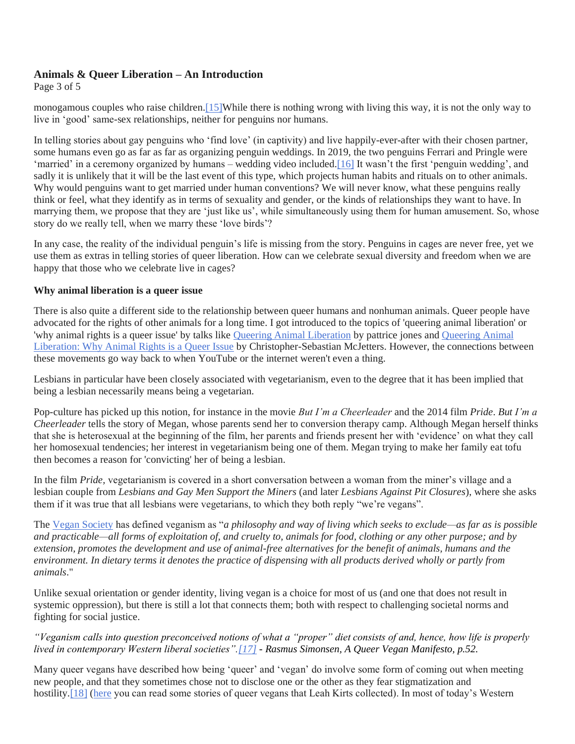monogamous couples who raise children.[15]While there is nothing wrong with living this way, it is not the only way to live in 'good' same-sex relationships, neither for penguins nor humans.

In telling stories about gay penguins who 'find love' (in captivity) and live happily-ever-after with their chosen partner, some humans even go as far as far as organizing penguin weddings. In 2019, the two penguins Ferrari and Pringle were 'married' in a ceremony organized by humans – wedding video included.[16] It wasn't the first 'penguin wedding', and sadly it is unlikely that it will be the last event of this type, which projects human habits and rituals on to other animals. Why would penguins want to get married under human conventions? We will never know, what these penguins really think or feel, what they identify as in terms of sexuality and gender, or the kinds of relationships they want to have. In marrying them, we propose that they are 'just like us', while simultaneously using them for human amusement. So, whose story do we really tell, when we marry these 'love birds'?

In any case, the reality of the individual penguin's life is missing from the story. Penguins in cages are never free, yet we use them as extras in telling stories of queer liberation. How can we celebrate sexual diversity and freedom when we are happy that those who we celebrate live in cages?

### Why animal liberation is a queer issue

There is also quite a different side to the relationship between queer humans and nonhuman animals. Queer people have advocated for the rights of other animals for a long time. I got introduced to the topics of 'queering animal liberation' or 'why animal rights is a queer issue' by talks like Queering Animal Liberation by pattrice jones and Queering Animal Liberation: Why Animal Rights is a Queer Issue by Christopher-Sebastian McJetters. However, the connections between these movements go way back to when YouTube or the internet weren't even a thing.

Lesbians in particular have been closely associated with vegetarianism, even to the degree that it has been implied that being a lesbian necessarily means being a vegetarian.

Pop-culture has picked up this notion, for instance in the movie *But I'm a Cheerleader* and the 2014 film *Pride*. *But I'm a Cheerleader* tells the story of Megan, whose parents send her to conversion therapy camp. Although Megan herself thinks that she is heterosexual at the beginning of the film, her parents and friends present her with 'evidence' on what they call her homosexual tendencies; her interest in vegetarianism being one of them. Megan trying to make her family eat tofu then becomes a reason for 'convicting' her of being a lesbian.

In the film *Pride*, vegetarianism is covered in a short conversation between a woman from the miner's village and a lesbian couple from *Lesbians and Gay Men Support the Miners* (and later *Lesbians Against Pit Closures*), where she asks them if it was true that all lesbians were vegetarians, to which they both reply "we're vegans".

The Vegan Society has defined veganism as "*a philosophy and way of living which seeks to exclude—as far as is possible and practicable—all forms of exploitation of, and cruelty to, animals for food, clothing or any other purpose; and by extension, promotes the development and use of animal-free alternatives for the benefit of animals, humans and the environment. In dietary terms it denotes the practice of dispensing with all products derived wholly or partly from animals*."

Unlike sexual orientation or gender identity, living vegan is a choice for most of us (and one that does not result in systemic oppression), but there is still a lot that connects them; both with respect to challenging societal norms and fighting for social justice.

*"Veganism calls into question preconceived notions of what a "proper" diet consists of and, hence, how life is properly lived in contemporary Western liberal societies".[17] - Rasmus Simonsen, A Queer Vegan Manifesto, p.52.*

Many queer vegans have described how being 'queer' and 'vegan' do involve some form of coming out when meeting new people, and that they sometimes chose not to disclose one or the other as they fear stigmatization and hostility.[18] (here you can read some stories of queer vegans that Leah Kirts collected). In most of today's Western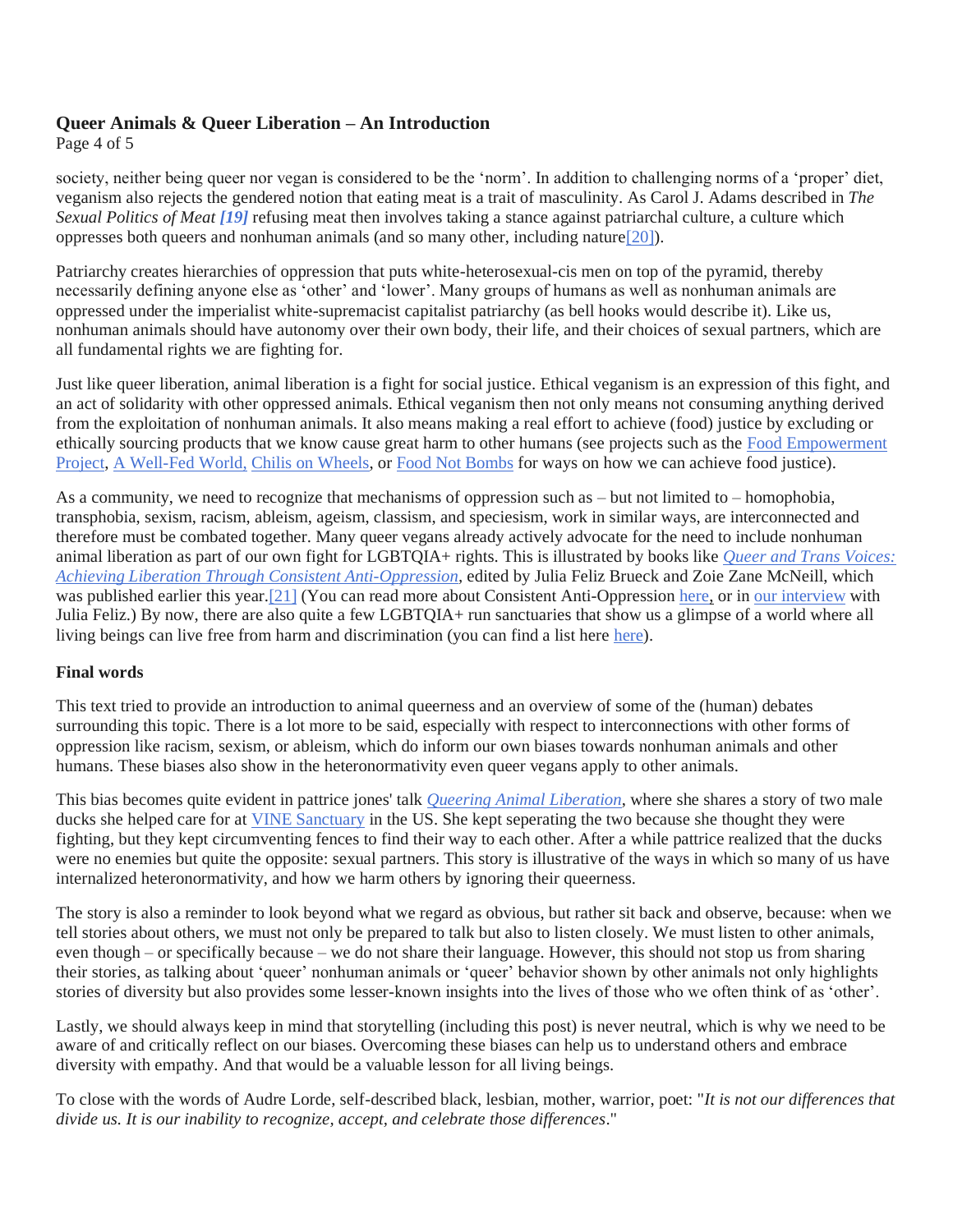society, neither being queer nor vegan is considered to be the 'norm'. In addition to challenging norms of a 'proper' diet, veganism also rejects the gendered notion that eating meat is a trait of masculinity. As Carol J. Adams described in *The Sexual Politics of Meat* ***[19]*** refusing meat then involves taking a stance against patriarchal culture, a culture which oppresses both queers and nonhuman animals (and so many other, including nature[20]).

Patriarchy creates hierarchies of oppression that puts white-heterosexual-cis men on top of the pyramid, thereby necessarily defining anyone else as 'other' and 'lower'. Many groups of humans as well as nonhuman animals are oppressed under the imperialist white-supremacist capitalist patriarchy (as bell hooks would describe it). Like us, nonhuman animals should have autonomy over their own body, their life, and their choices of sexual partners, which are all fundamental rights we are fighting for.

Just like queer liberation, animal liberation is a fight for social justice. Ethical veganism is an expression of this fight, and an act of solidarity with other oppressed animals. Ethical veganism then not only means not consuming anything derived from the exploitation of nonhuman animals. It also means making a real effort to achieve (food) justice by excluding or ethically sourcing products that we know cause great harm to other humans (see projects such as the Food Empowerment Project, A Well-Fed World, Chilis on Wheels, or Food Not Bombs for ways on how we can achieve food justice).

As a community, we need to recognize that mechanisms of oppression such as – but not limited to – homophobia, transphobia, sexism, racism, ableism, ageism, classism, and speciesism, work in similar ways, are interconnected and therefore must be combated together. Many queer vegans already actively advocate for the need to include nonhuman animal liberation as part of our own fight for LGBTQIA+ rights. This is illustrated by books like *Queer and Trans Voices: Achieving Liberation Through Consistent Anti-Oppression*, edited by Julia Feliz Brueck and Zoie Zane McNeill, which was published earlier this year.[21] (You can read more about Consistent Anti-Oppression here, or in our interview with Julia Feliz.) By now, there are also quite a few LGBTQIA+ run sanctuaries that show us a glimpse of a world where all living beings can live free from harm and discrimination (you can find a list here here).

**Final words**

This text tried to provide an introduction to animal queerness and an overview of some of the (human) debates surrounding this topic. There is a lot more to be said, especially with respect to interconnections with other forms of oppression like racism, sexism, or ableism, which do inform our own biases towards nonhuman animals and other humans. These biases also show in the heteronormativity even queer vegans apply to other animals.

This bias becomes quite evident in pattrice jones' talk *Queering Animal Liberation*, where she shares a story of two male ducks she helped care for at VINE Sanctuary in the US. She kept seperating the two because she thought they were fighting, but they kept circumventing fences to find their way to each other. After a while pattrice realized that the ducks were no enemies but quite the opposite: sexual partners. This story is illustrative of the ways in which so many of us have internalized heteronormativity, and how we harm others by ignoring their queerness.

The story is also a reminder to look beyond what we regard as obvious, but rather sit back and observe, because: when we tell stories about others, we must not only be prepared to talk but also to listen closely. We must listen to other animals, even though – or specifically because – we do not share their language. However, this should not stop us from sharing their stories, as talking about 'queer' nonhuman animals or 'queer' behavior shown by other animals not only highlights stories of diversity but also provides some lesser-known insights into the lives of those who we often think of as 'other'.

Lastly, we should always keep in mind that storytelling (including this post) is never neutral, which is why we need to be aware of and critically reflect on our biases. Overcoming these biases can help us to understand others and embrace diversity with empathy. And that would be a valuable lesson for all living beings.

To close with the words of Audre Lorde, self-described black, lesbian, mother, warrior, poet: "*It is not our differences that divide us. It is our inability to recognize, accept, and celebrate those differences*."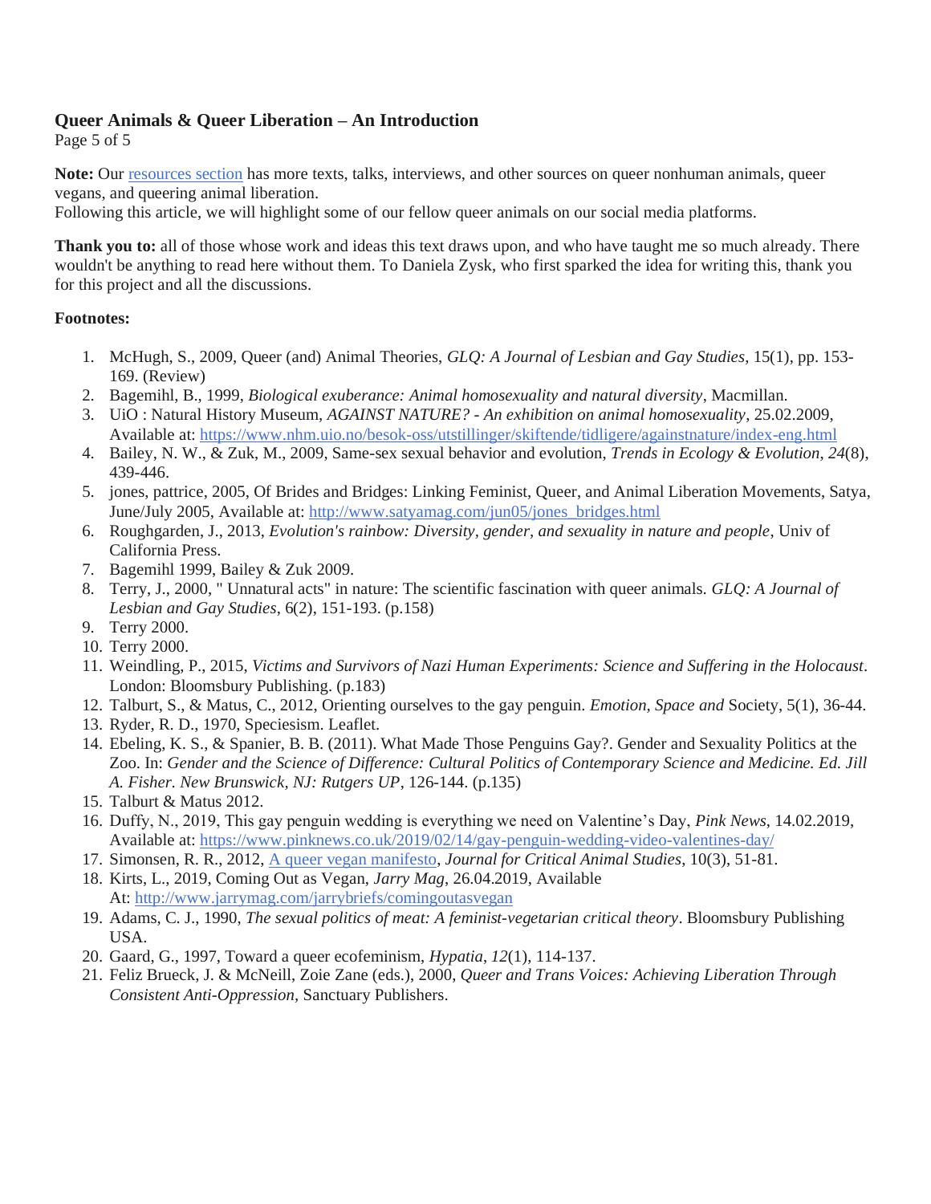**Queer Animals & Queer Liberation – An Introduction**

**Note:** Our resources section has more texts, talks, interviews, and other sources on queer nonhuman animals, queer vegans, and queering animal liberation.
Following this article, we will highlight some of our fellow queer animals on our social media platforms.

**Thank you to:** all of those whose work and ideas this text draws upon, and who have taught me so much already. There wouldn't be anything to read here without them. To Daniela Zysk, who first sparked the idea for writing this, thank you for this project and all the discussions.

**Footnotes:**

1. McHugh, S., 2009, Queer (and) Animal Theories, *GLQ: A Journal of Lesbian and Gay Studies*, 15(1), pp. 153-169. (Review)
2. Bagemihl, B., 1999, *Biological exuberance: Animal homosexuality and natural diversity*, Macmillan.
3. UiO : Natural History Museum, *AGAINST NATURE? - An exhibition on animal homosexuality*, 25.02.2009, Available at: https://www.nhm.uio.no/besok-oss/utstillinger/skiftende/tidligere/againstnature/index-eng.html
4. Bailey, N. W., & Zuk, M., 2009, Same-sex sexual behavior and evolution, *Trends in Ecology & Evolution*, *24*(8), 439-446.
5. jones, pattrice, 2005, Of Brides and Bridges: Linking Feminist, Queer, and Animal Liberation Movements, Satya, June/July 2005, Available at: http://www.satyamag.com/jun05/jones_bridges.html
6. Roughgarden, J., 2013, *Evolution's rainbow: Diversity, gender, and sexuality in nature and people*, Univ of California Press.
7. Bagemihl 1999, Bailey & Zuk 2009.
8. Terry, J., 2000, " Unnatural acts" in nature: The scientific fascination with queer animals. *GLQ: A Journal of Lesbian and Gay Studies*, 6(2), 151-193. (p.158)
9. Terry 2000.
10. Terry 2000.
11. Weindling, P., 2015, *Victims and Survivors of Nazi Human Experiments: Science and Suffering in the Holocaust*. London: Bloomsbury Publishing. (p.183)
12. Talburt, S., & Matus, C., 2012, Orienting ourselves to the gay penguin. *Emotion, Space and* Society, 5(1), 36-44.
13. Ryder, R. D., 1970, Speciesism. Leaflet.
14. Ebeling, K. S., & Spanier, B. B. (2011). What Made Those Penguins Gay?. Gender and Sexuality Politics at the Zoo. In: *Gender and the Science of Difference: Cultural Politics of Contemporary Science and Medicine. Ed. Jill A. Fisher. New Brunswick, NJ: Rutgers UP*, 126-144. (p.135)
15. Talburt & Matus 2012.
16. Duffy, N., 2019, This gay penguin wedding is everything we need on Valentine's Day, *Pink News*, 14.02.2019, Available at: https://www.pinknews.co.uk/2019/02/14/gay-penguin-wedding-video-valentines-day/
17. Simonsen, R. R., 2012, A queer vegan manifesto, *Journal for Critical Animal Studies*, 10(3), 51-81.
18. Kirts, L., 2019, Coming Out as Vegan, *Jarry Mag*, 26.04.2019, Available At: http://www.jarrymag.com/jarrybriefs/comingoutasvegan
19. Adams, C. J., 1990, *The sexual politics of meat: A feminist-vegetarian critical theory*. Bloomsbury Publishing USA.
20. Gaard, G., 1997, Toward a queer ecofeminism, *Hypatia*, *12*(1), 114-137.
21. Feliz Brueck, J. & McNeill, Zoie Zane (eds.), 2000, *Queer and Trans Voices: Achieving Liberation Through Consistent Anti-Oppression*, Sanctuary Publishers.